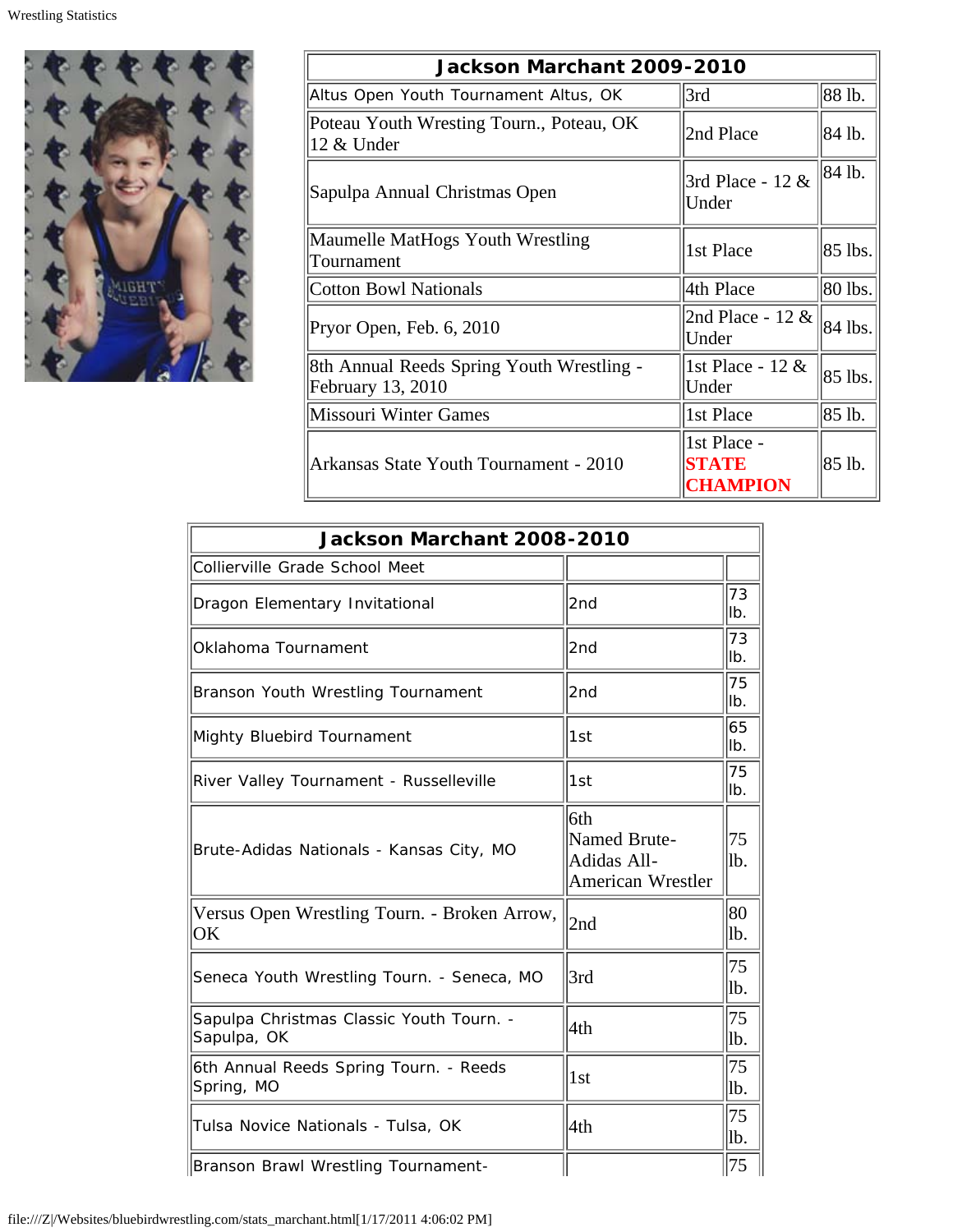| Jackson Marchant 2009-2010 | | |
|---|---|---|
| Altus Open Youth Tournament Altus, OK | 3rd | 88 lb. |
| Poteau Youth Wresting Tourn., Poteau, OK 12 & Under | 2nd Place | 84 lb. |
| Sapulpa Annual Christmas Open | 3rd Place - 12 & Under | 84 lb. |
| Maumelle MatHogs Youth Wrestling Tournament | 1st Place | 85 lbs. |
| Cotton Bowl Nationals | 4th Place | 80 lbs. |
| Pryor Open, Feb. 6, 2010 | 2nd Place - 12 & Under | 84 lbs. |
| 8th Annual Reeds Spring Youth Wrestling - February 13, 2010 | 1st Place - 12 & Under | 85 lbs. |
| Missouri Winter Games | 1st Place | 85 lb. |
| Arkansas State Youth Tournament - 2010 | 1st Place - **STATE CHAMPION** | 85 lb. |

| Jackson Marchant 2008-2010 | | |
|---|---|---|
| Collierville Grade School Meet | | |
| Dragon Elementary Invitational | 2nd | 73 lb. |
| Oklahoma Tournament | 2nd | 73 lb. |
| Branson Youth Wrestling Tournament | 2nd | 75 lb. |
| Mighty Bluebird Tournament | 1st | 65 lb. |
| River Valley Tournament - Russelleville | 1st | 75 lb. |
| Brute-Adidas Nationals - Kansas City, MO | 6th Named Brute-Adidas All-American Wrestler | 75 lb. |
| Versus Open Wrestling Tourn. - Broken Arrow, OK | 2nd | 80 lb. |
| Seneca Youth Wrestling Tourn. - Seneca, MO | 3rd | 75 lb. |
| Sapulpa Christmas Classic Youth Tourn. - Sapulpa, OK | 4th | 75 lb. |
| 6th Annual Reeds Spring Tourn. - Reeds Spring, MO | 1st | 75 lb. |
| Tulsa Novice Nationals - Tulsa, OK | 4th | 75 lb. |
| Branson Brawl Wrestling Tournament- | | 75 |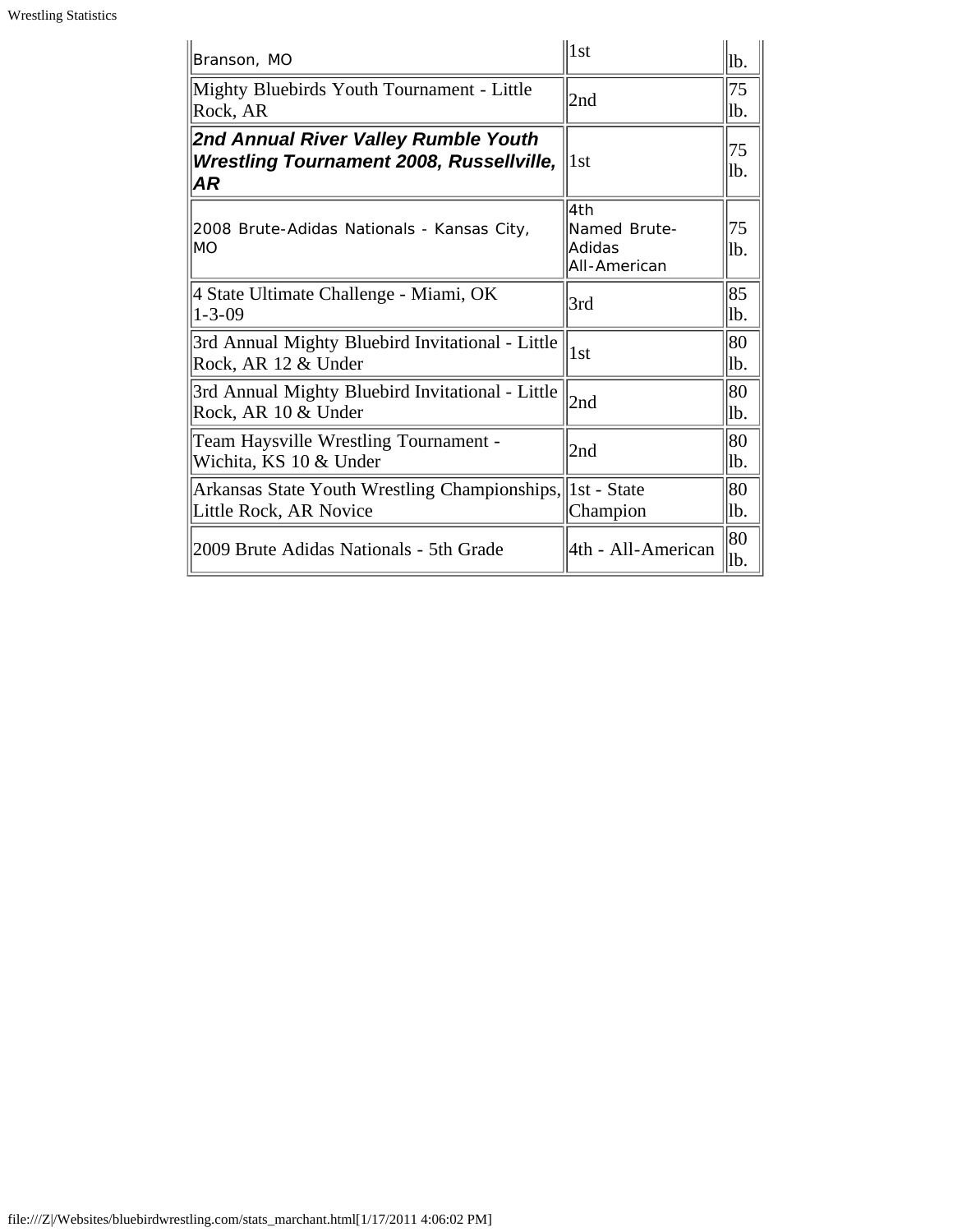| | | |
|---|---|---|
| Branson, MO | 1st | lb. |
| Mighty Bluebirds Youth Tournament - Little Rock, AR | 2nd | 75 lb. |
| ***2nd Annual River Valley Rumble Youth Wrestling Tournament 2008, Russellville, AR*** | 1st | 75 lb. |
| 2008 Brute-Adidas Nationals - Kansas City, MO | 4th Named Brute-Adidas All-American | 75 lb. |
| 4 State Ultimate Challenge - Miami, OK 1-3-09 | 3rd | 85 lb. |
| 3rd Annual Mighty Bluebird Invitational - Little Rock, AR 12 & Under | 1st | 80 lb. |
| 3rd Annual Mighty Bluebird Invitational - Little Rock, AR 10 & Under | 2nd | 80 lb. |
| Team Haysville Wrestling Tournament - Wichita, KS 10 & Under | 2nd | 80 lb. |
| Arkansas State Youth Wrestling Championships, Little Rock, AR Novice | 1st - State Champion | 80 lb. |
| 2009 Brute Adidas Nationals - 5th Grade | 4th - All-American | 80 lb. |